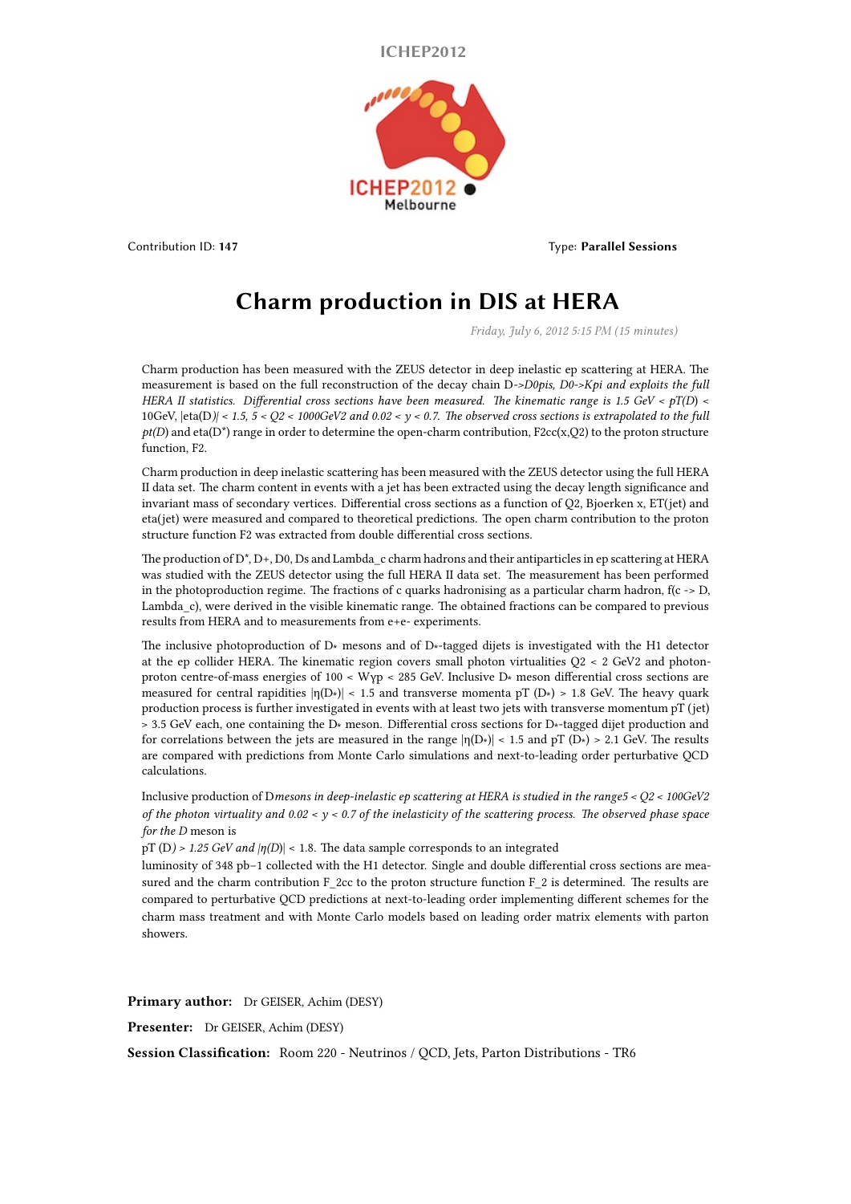ICHEP2012

Contribution ID: **147** Type: **Parallel Sessions**

# Charm production in DIS at HERA

*Friday, July 6, 2012 5:15 PM (15 minutes)*

Charm production has been measured with the ZEUS detector in deep inelastic ep scattering at HERA. The measurement is based on the full reconstruction of the decay chain D->*D0pis, D0->Kpi and exploits the full HERA II statistics. Differential cross sections have been measured. The kinematic range is 1.5 GeV < pT(D) <* 10GeV, |eta(D*)| < 1.5, 5 < Q2 < 1000GeV2 and 0.02 < y < 0.7. The observed cross sections is extrapolated to the full pt(D*) and eta(D*) range in order to determine the open-charm contribution, F2cc(x,Q2) to the proton structure function, F2.

Charm production in deep inelastic scattering has been measured with the ZEUS detector using the full HERA II data set. The charm content in events with a jet has been extracted using the decay length significance and invariant mass of secondary vertices. Differential cross sections as a function of Q2, Bjoerken x, ET(jet) and eta(jet) were measured and compared to theoretical predictions. The open charm contribution to the proton structure function F2 was extracted from double differential cross sections.

The production of D*, D+, D0, Ds and Lambda_c charm hadrons and their antiparticles in ep scattering at HERA was studied with the ZEUS detector using the full HERA II data set. The measurement has been performed in the photoproduction regime. The fractions of c quarks hadronising as a particular charm hadron, f(c -> D, Lambda_c), were derived in the visible kinematic range. The obtained fractions can be compared to previous results from HERA and to measurements from e+e- experiments.

The inclusive photoproduction of $D*$ mesons and of $D*$-tagged dijets is investigated with the H1 detector at the ep collider HERA. The kinematic region covers small photon virtualities $Q2 < 2$ GeV2 and photon-proton centre-of-mass energies of $100 < W\gamma p < 285$ GeV. Inclusive $D*$ meson differential cross sections are measured for central rapidities $|\eta(D*)| < 1.5$ and transverse momenta pT $(D*) > 1.8$ GeV. The heavy quark production process is further investigated in events with at least two jets with transverse momentum pT (jet) > 3.5 GeV each, one containing the $D*$ meson. Differential cross sections for $D*$-tagged dijet production and for correlations between the jets are measured in the range $|\eta(D*)| < 1.5$ and pT $(D*) > 2.1$ GeV. The results are compared with predictions from Monte Carlo simulations and next-to-leading order perturbative QCD calculations.

Inclusive production of D*mesons in deep-inelastic ep scattering at HERA is studied in the range5 < Q2 < 100GeV2 of the photon virtuality and 0.02 < y < 0.7 of the inelasticity of the scattering process. The observed phase space for the D* meson is
pT (D*) > 1.25 GeV and* $|\eta(D)| < 1.8$. The data sample corresponds to an integrated
luminosity of 348 pb−1 collected with the H1 detector. Single and double differential cross sections are measured and the charm contribution F_2cc to the proton structure function F_2 is determined. The results are compared to perturbative QCD predictions at next-to-leading order implementing different schemes for the charm mass treatment and with Monte Carlo models based on leading order matrix elements with parton showers.

**Primary author:** Dr GEISER, Achim (DESY)

**Presenter:** Dr GEISER, Achim (DESY)

**Session Classification:** Room 220 - Neutrinos / QCD, Jets, Parton Distributions - TR6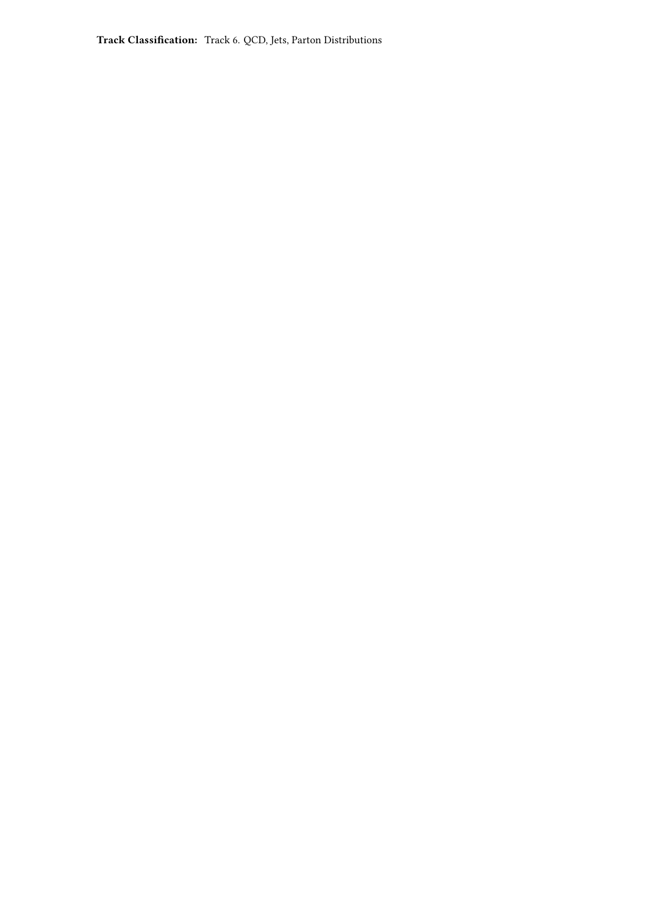**Track Classification:** Track 6. QCD, Jets, Parton Distributions